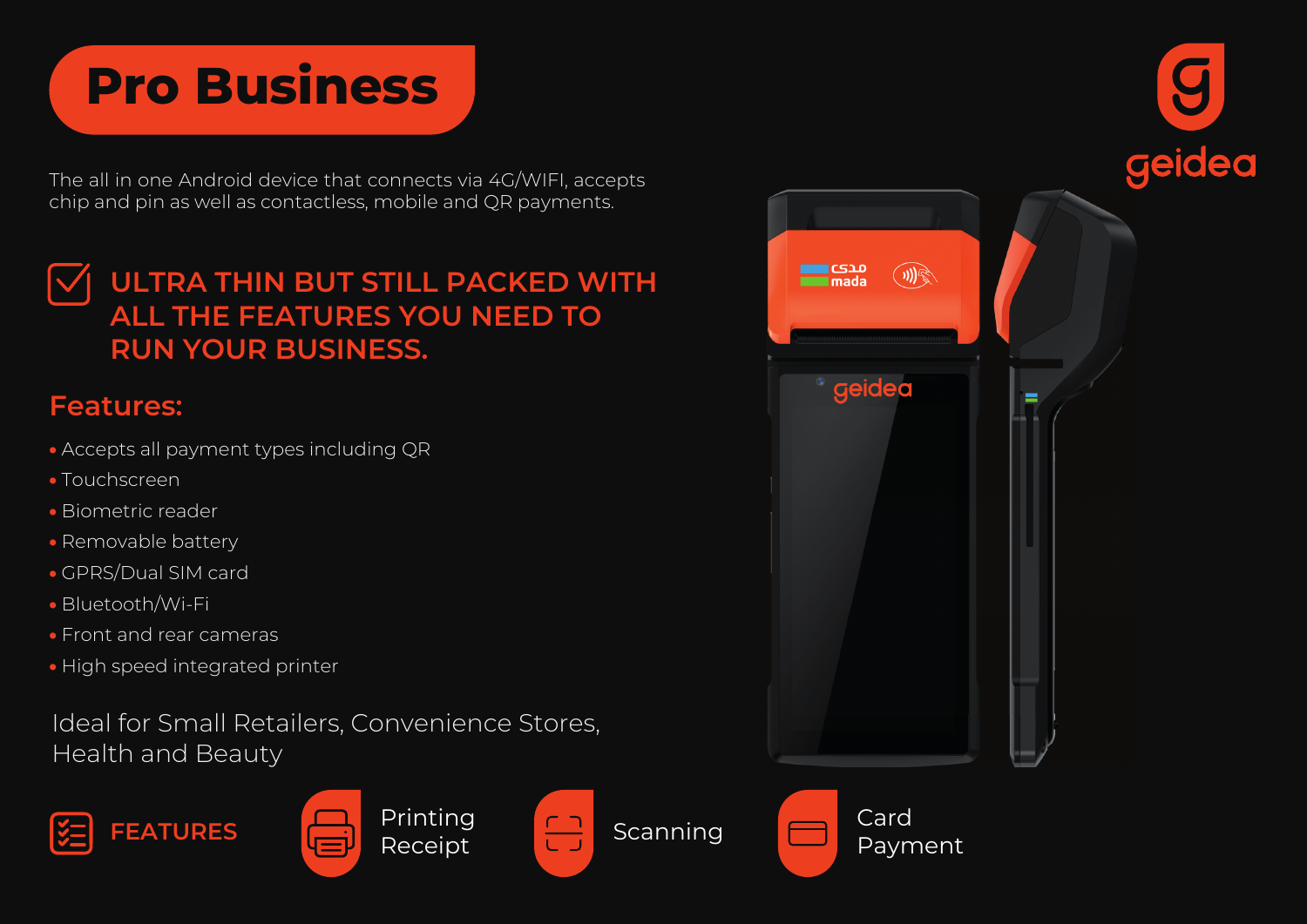# Pro Business

geidea

The all in one Android device that connects via 4G/WIFI, accepts chip and pin as well as contactless, mobile and QR payments.

## ULTRA THIN BUT STILL PACKED WITH ALL THE FEATURES YOU NEED TO RUN YOUR BUSINESS.

### Features:

- Accepts all payment types including QR
- Touchscreen
- Biometric reader
- Removable battery
- GPRS/Dual SIM card
- Bluetooth/Wi-Fi
- Front and rear cameras
- High speed integrated printer

Ideal for Small Retailers, Convenience Stores, Health and Beauty

**FEATURES**

- Printing Receipt
- Scanning
- Card Payment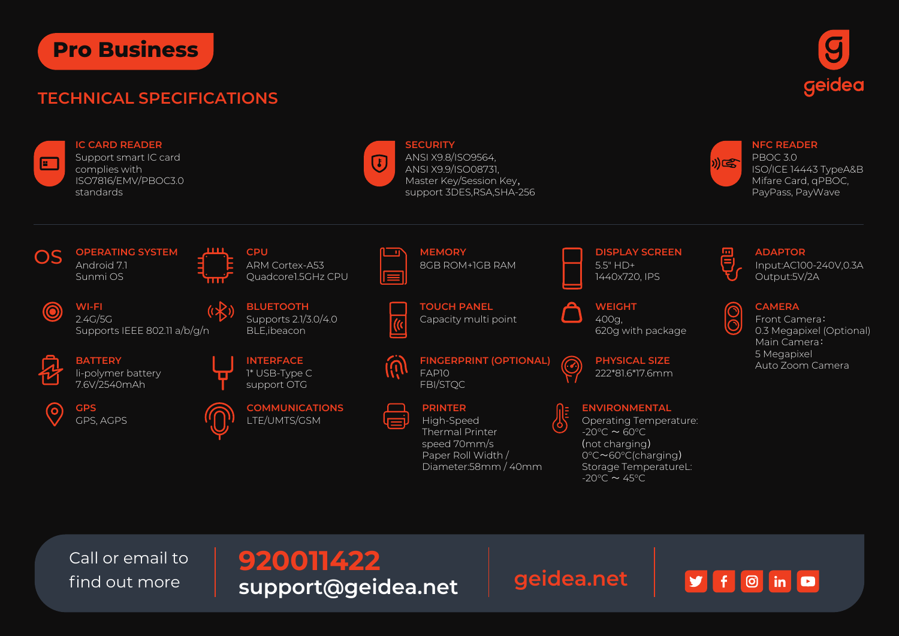# Pro Business

geidea

## TECHNICAL SPECIFICATIONS

### IC CARD READER
Support smart IC card complies with ISO7816/EMV/PBOC3.0 standards

### SECURITY
ANSI X9.8/ISO9564, ANSI X9.9/ISO08731, Master Key/Session Key, support 3DES,RSA,SHA-256

### NFC READER
PBOC 3.0
ISO/ICE 14443 TypeA&B
Mifare Card, qPBOC, PayPass, PayWave

---

### OPERATING SYSTEM
Android 7.1
Sunmi OS

### CPU
ARM Cortex-A53
Quadcore1.5GHz CPU

### MEMORY
8GB ROM+1GB RAM

### DISPLAY SCREEN
5.5" HD+
1440x720, IPS

### ADAPTOR
Input:AC100-240V,0.3A
Output:5V/2A

### WI-FI
2.4G/5G
Supports IEEE 802.11 a/b/g/n

### BLUETOOTH
Supports 2.1/3.0/4.0
BLE,ibeacon

### TOUCH PANEL
Capacity multi point

### WEIGHT
400g,
620g with package

### CAMERA
Front Camera：
0.3 Megapixel (Optional)
Main Camera：
5 Megapixel
Auto Zoom Camera

### BATTERY
li-polymer battery
7.6V/2540mAh

### INTERFACE
1* USB-Type C
support OTG

### FINGERPRINT (OPTIONAL)
FAP10
FBI/STQC

### PHYSICAL SIZE
222*81.6*17.6mm

### GPS
GPS, AGPS

### COMMUNICATIONS
LTE/UMTS/GSM

### PRINTER
High-Speed
Thermal Printer
speed 70mm/s
Paper Roll Width /
Diameter:58mm / 40mm

### ENVIRONMENTAL
Operating Temperature:
-20°C ~ 60°C
(not charging)
0°C~60°C(charging)
Storage TemperatureL:
-20°C ~ 45°C

---

Call or email to find out more

**920011422**
**support@geidea.net**

geidea.net